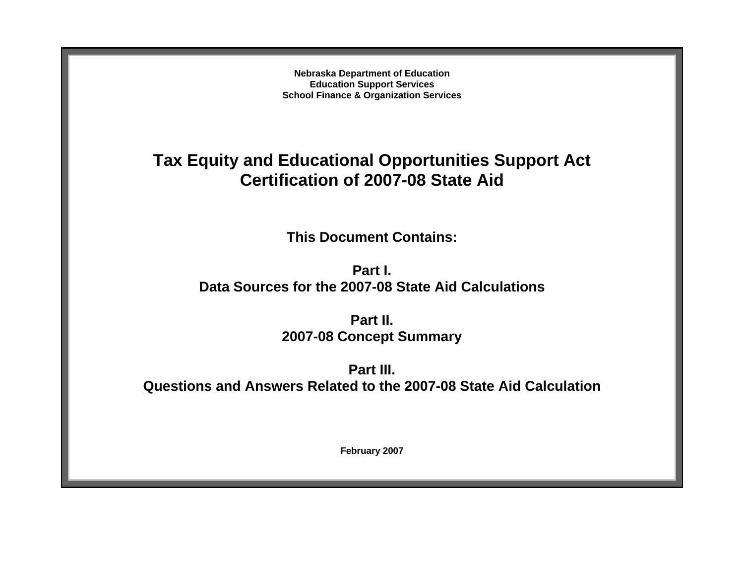**Nebraska Department of Education**
**Education Support Services**
**School Finance & Organization Services**

# Tax Equity and Educational Opportunities Support Act
# Certification of 2007-08 State Aid

## This Document Contains:

## Part I.
## Data Sources for the 2007-08 State Aid Calculations

## Part II.
## 2007-08 Concept Summary

## Part III.
## Questions and Answers Related to the 2007-08 State Aid Calculation

**February 2007**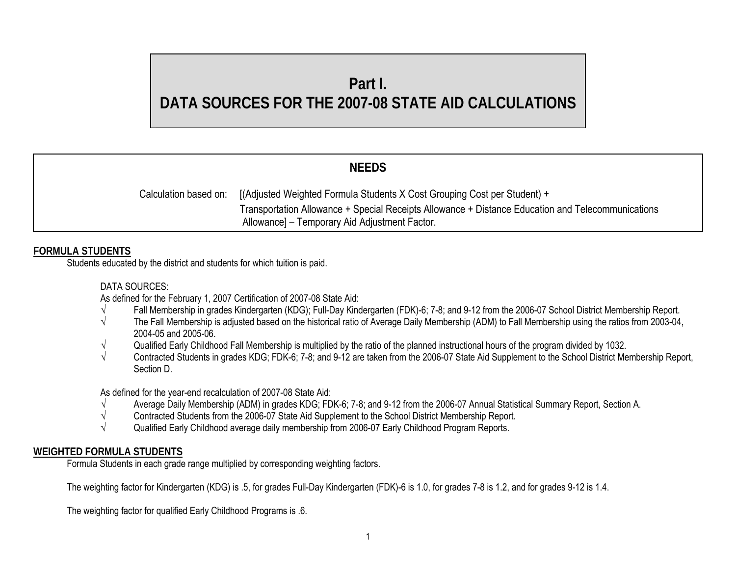# Part I.
# DATA SOURCES FOR THE 2007-08 STATE AID CALCULATIONS

## NEEDS

Calculation based on: [(Adjusted Weighted Formula Students X Cost Grouping Cost per Student) + Transportation Allowance + Special Receipts Allowance + Distance Education and Telecommunications Allowance] – Temporary Aid Adjustment Factor.

**FORMULA STUDENTS**

Students educated by the district and students for which tuition is paid.

DATA SOURCES:

As defined for the February 1, 2007 Certification of 2007-08 State Aid:

- √ Fall Membership in grades Kindergarten (KDG); Full-Day Kindergarten (FDK)-6; 7-8; and 9-12 from the 2006-07 School District Membership Report.
- √ The Fall Membership is adjusted based on the historical ratio of Average Daily Membership (ADM) to Fall Membership using the ratios from 2003-04, 2004-05 and 2005-06.
- √ Qualified Early Childhood Fall Membership is multiplied by the ratio of the planned instructional hours of the program divided by 1032.
- √ Contracted Students in grades KDG; FDK-6; 7-8; and 9-12 are taken from the 2006-07 State Aid Supplement to the School District Membership Report, Section D.

As defined for the year-end recalculation of 2007-08 State Aid:

- √ Average Daily Membership (ADM) in grades KDG; FDK-6; 7-8; and 9-12 from the 2006-07 Annual Statistical Summary Report, Section A.
- √ Contracted Students from the 2006-07 State Aid Supplement to the School District Membership Report.
- √ Qualified Early Childhood average daily membership from 2006-07 Early Childhood Program Reports.

**WEIGHTED FORMULA STUDENTS**

Formula Students in each grade range multiplied by corresponding weighting factors.

The weighting factor for Kindergarten (KDG) is .5, for grades Full-Day Kindergarten (FDK)-6 is 1.0, for grades 7-8 is 1.2, and for grades 9-12 is 1.4.

The weighting factor for qualified Early Childhood Programs is .6.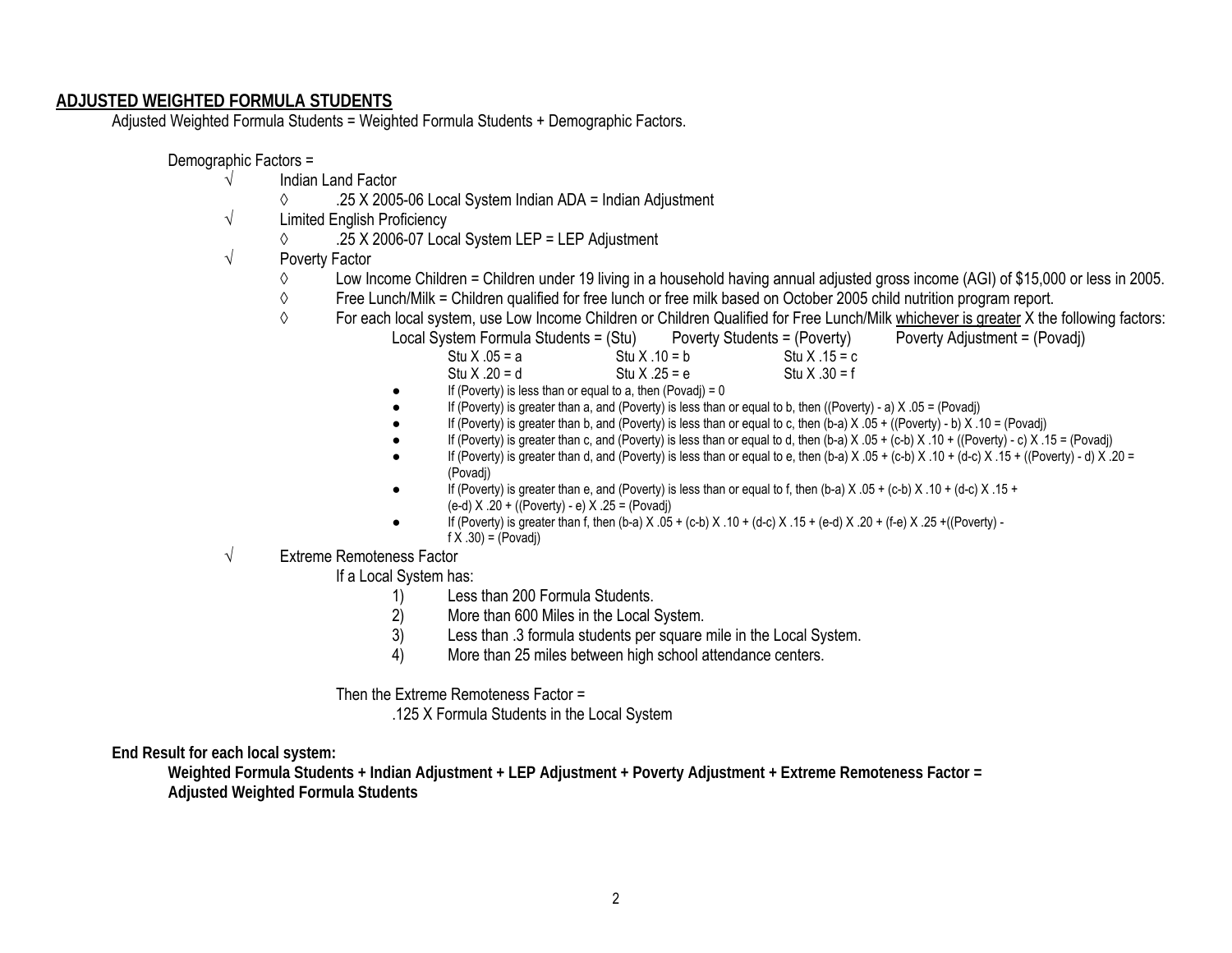## ADJUSTED WEIGHTED FORMULA STUDENTS

Adjusted Weighted Formula Students = Weighted Formula Students + Demographic Factors.

Demographic Factors =

- √ Indian Land Factor
  - ◊ .25 X 2005-06 Local System Indian ADA = Indian Adjustment
- √ Limited English Proficiency
  - ◊ .25 X 2006-07 Local System LEP = LEP Adjustment
- √ Poverty Factor
  - ◊ Low Income Children = Children under 19 living in a household having annual adjusted gross income (AGI) of $15,000 or less in 2005.
  - ◊ Free Lunch/Milk = Children qualified for free lunch or free milk based on October 2005 child nutrition program report.
  - ◊ For each local system, use Low Income Children or Children Qualified for Free Lunch/Milk <u>whichever is greater</u> X the following factors:

    Local System Formula Students = (Stu) Poverty Students = (Poverty) Poverty Adjustment = (Povadj)

    | | | |
    |---|---|---|
    | Stu X .05 = a | Stu X .10 = b | Stu X .15 = c |
    | Stu X .20 = d | Stu X .25 = e | Stu X .30 = f |

    - If (Poverty) is less than or equal to a, then (Povadj) = 0
    - If (Poverty) is greater than a, and (Poverty) is less than or equal to b, then ((Poverty) - a) X .05 = (Povadj)
    - If (Poverty) is greater than b, and (Poverty) is less than or equal to c, then (b-a) X .05 + ((Poverty) - b) X .10 = (Povadj)
    - If (Poverty) is greater than c, and (Poverty) is less than or equal to d, then (b-a) X .05 + (c-b) X .10 + ((Poverty) - c) X .15 = (Povadj)
    - If (Poverty) is greater than d, and (Poverty) is less than or equal to e, then (b-a) X .05 + (c-b) X .10 + (d-c) X .15 + ((Poverty) - d) X .20 = (Povadj)
    - If (Poverty) is greater than e, and (Poverty) is less than or equal to f, then (b-a) X .05 + (c-b) X .10 + (d-c) X .15 + (e-d) X .20 + ((Poverty) - e) X .25 = (Povadj)
    - If (Poverty) is greater than f, then (b-a) X .05 + (c-b) X .10 + (d-c) X .15 + (e-d) X .20 + (f-e) X .25 +((Poverty) - f X .30) = (Povadj)
- √ Extreme Remoteness Factor

  If a Local System has:

  1) Less than 200 Formula Students.
  2) More than 600 Miles in the Local System.
  3) Less than .3 formula students per square mile in the Local System.
  4) More than 25 miles between high school attendance centers.

  Then the Extreme Remoteness Factor =

  .125 X Formula Students in the Local System

**End Result for each local system:**

**Weighted Formula Students + Indian Adjustment + LEP Adjustment + Poverty Adjustment + Extreme Remoteness Factor = Adjusted Weighted Formula Students**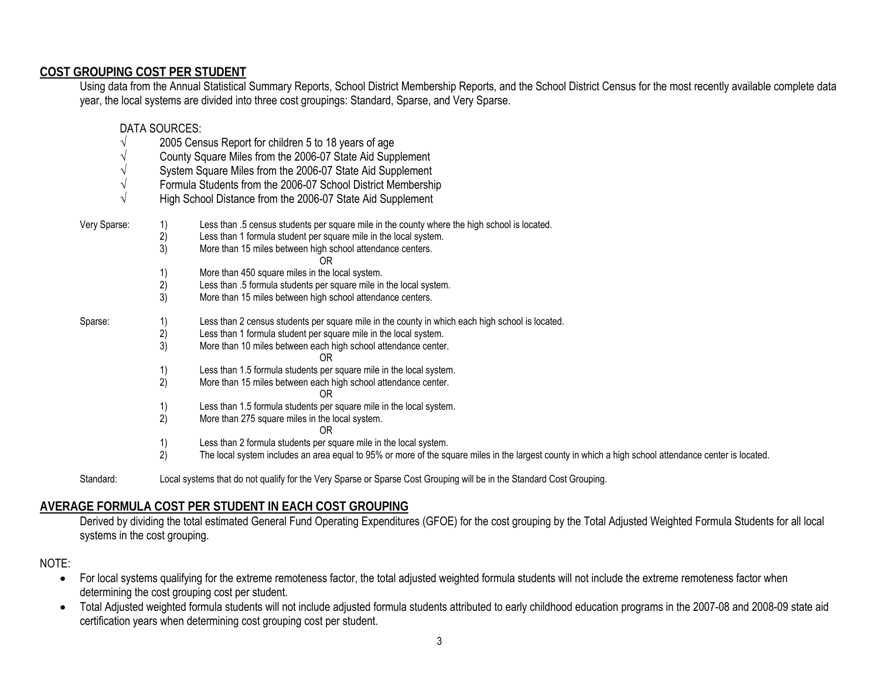## COST GROUPING COST PER STUDENT

Using data from the Annual Statistical Summary Reports, School District Membership Reports, and the School District Census for the most recently available complete data year, the local systems are divided into three cost groupings: Standard, Sparse, and Very Sparse.

DATA SOURCES:

- √ 2005 Census Report for children 5 to 18 years of age
- √ County Square Miles from the 2006-07 State Aid Supplement
- √ System Square Miles from the 2006-07 State Aid Supplement
- √ Formula Students from the 2006-07 School District Membership
- √ High School Distance from the 2006-07 State Aid Supplement

Very Sparse:

1) Less than .5 census students per square mile in the county where the high school is located.
2) Less than 1 formula student per square mile in the local system.
3) More than 15 miles between high school attendance centers.

OR

1) More than 450 square miles in the local system.
2) Less than .5 formula students per square mile in the local system.
3) More than 15 miles between high school attendance centers.

Sparse:

1) Less than 2 census students per square mile in the county in which each high school is located.
2) Less than 1 formula student per square mile in the local system.
3) More than 10 miles between each high school attendance center.

OR

1) Less than 1.5 formula students per square mile in the local system.
2) More than 15 miles between each high school attendance center.

OR

1) Less than 1.5 formula students per square mile in the local system.
2) More than 275 square miles in the local system.

OR

1) Less than 2 formula students per square mile in the local system.
2) The local system includes an area equal to 95% or more of the square miles in the largest county in which a high school attendance center is located.

Standard: Local systems that do not qualify for the Very Sparse or Sparse Cost Grouping will be in the Standard Cost Grouping.

## AVERAGE FORMULA COST PER STUDENT IN EACH COST GROUPING

Derived by dividing the total estimated General Fund Operating Expenditures (GFOE) for the cost grouping by the Total Adjusted Weighted Formula Students for all local systems in the cost grouping.

NOTE:

- For local systems qualifying for the extreme remoteness factor, the total adjusted weighted formula students will not include the extreme remoteness factor when determining the cost grouping cost per student.
- Total Adjusted weighted formula students will not include adjusted formula students attributed to early childhood education programs in the 2007-08 and 2008-09 state aid certification years when determining cost grouping cost per student.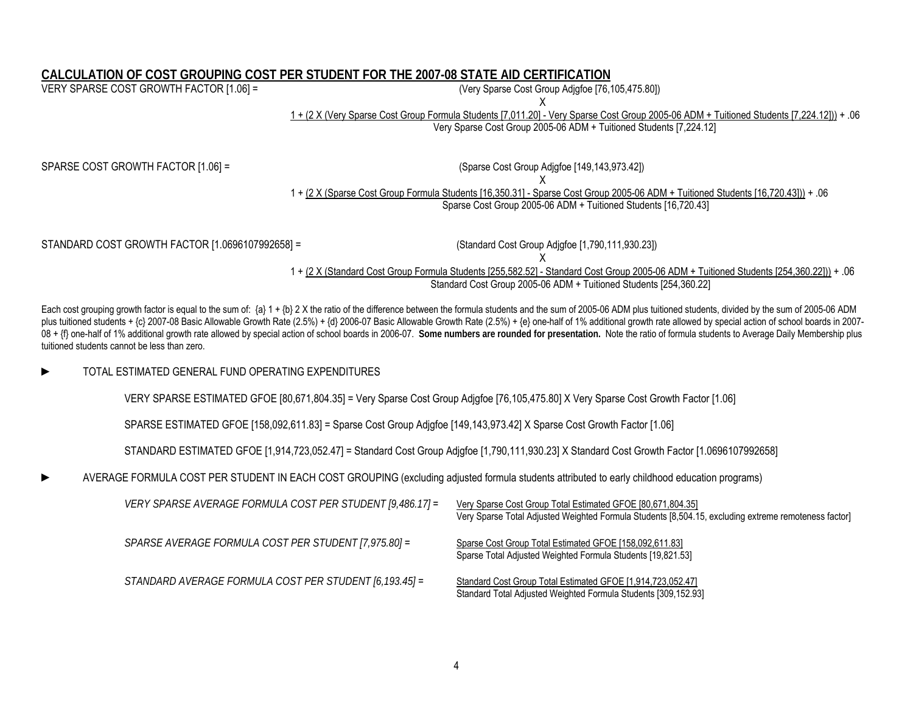## CALCULATION OF COST GROUPING COST PER STUDENT FOR THE 2007-08 STATE AID CERTIFICATION

VERY SPARSE COST GROWTH FACTOR [1.06] =

(Very Sparse Cost Group Adjgfoe [76,105,475.80])

X

1 + (2 X (Very Sparse Cost Group Formula Students [7,011.20] - Very Sparse Cost Group 2005-06 ADM + Tuitioned Students [7,224.12])) + .06
Very Sparse Cost Group 2005-06 ADM + Tuitioned Students [7,224.12]

SPARSE COST GROWTH FACTOR [1.06] =

(Sparse Cost Group Adjgfoe [149,143,973.42])

X

1 + (2 X (Sparse Cost Group Formula Students [16,350.31] - Sparse Cost Group 2005-06 ADM + Tuitioned Students [16,720.43])) + .06
Sparse Cost Group 2005-06 ADM + Tuitioned Students [16,720.43]

STANDARD COST GROWTH FACTOR [1.0696107992658] =

(Standard Cost Group Adjgfoe [1,790,111,930.23])

X

1 + (2 X (Standard Cost Group Formula Students [255,582.52] - Standard Cost Group 2005-06 ADM + Tuitioned Students [254,360.22])) + .06
Standard Cost Group 2005-06 ADM + Tuitioned Students [254,360.22]

Each cost grouping growth factor is equal to the sum of: {a} 1 + {b} 2 X the ratio of the difference between the formula students and the sum of 2005-06 ADM plus tuitioned students, divided by the sum of 2005-06 ADM plus tuitioned students + {c} 2007-08 Basic Allowable Growth Rate (2.5%) + {d} 2006-07 Basic Allowable Growth Rate (2.5%) + {e} one-half of 1% additional growth rate allowed by special action of school boards in 2007-08 + {f} one-half of 1% additional growth rate allowed by special action of school boards in 2006-07. **Some numbers are rounded for presentation.** Note the ratio of formula students to Average Daily Membership plus tuitioned students cannot be less than zero.

- TOTAL ESTIMATED GENERAL FUND OPERATING EXPENDITURES

  VERY SPARSE ESTIMATED GFOE [80,671,804.35] = Very Sparse Cost Group Adjgfoe [76,105,475.80] X Very Sparse Cost Growth Factor [1.06]

  SPARSE ESTIMATED GFOE [158,092,611.83] = Sparse Cost Group Adjgfoe [149,143,973.42] X Sparse Cost Growth Factor [1.06]

  STANDARD ESTIMATED GFOE [1,914,723,052.47] = Standard Cost Group Adjgfoe [1,790,111,930.23] X Standard Cost Growth Factor [1.0696107992658]

- AVERAGE FORMULA COST PER STUDENT IN EACH COST GROUPING (excluding adjusted formula students attributed to early childhood education programs)

  *VERY SPARSE AVERAGE FORMULA COST PER STUDENT [9,486.17] =* Very Sparse Cost Group Total Estimated GFOE [80,671,804.35] / Very Sparse Total Adjusted Weighted Formula Students [8,504.15, excluding extreme remoteness factor]

  *SPARSE AVERAGE FORMULA COST PER STUDENT [7,975.80] =* Sparse Cost Group Total Estimated GFOE [158,092,611.83] / Sparse Total Adjusted Weighted Formula Students [19,821.53]

  *STANDARD AVERAGE FORMULA COST PER STUDENT [6,193.45] =* Standard Cost Group Total Estimated GFOE [1,914,723,052.47] / Standard Total Adjusted Weighted Formula Students [309,152.93]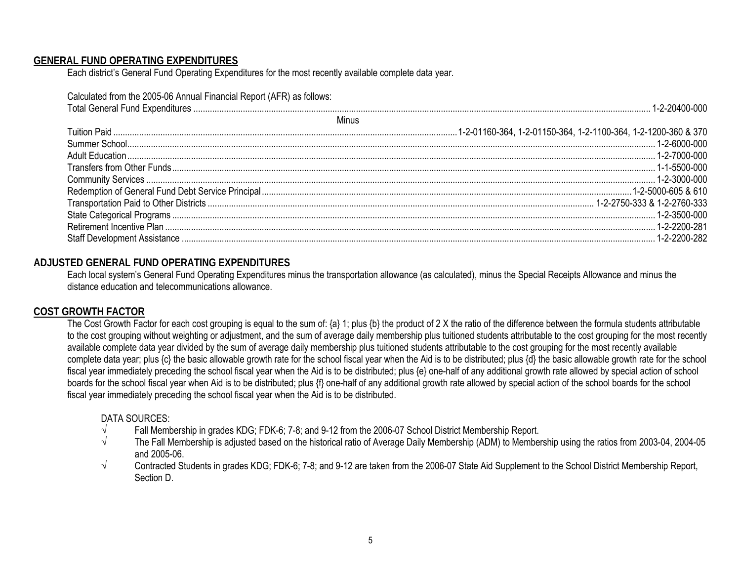## GENERAL FUND OPERATING EXPENDITURES

Each district's General Fund Operating Expenditures for the most recently available complete data year.

Calculated from the 2005-06 Annual Financial Report (AFR) as follows:

| | |
|---|---|
| Total General Fund Expenditures | 1-2-20400-000 |
| Minus | |
| Tuition Paid | 1-2-01160-364, 1-2-01150-364, 1-2-1100-364, 1-2-1200-360 & 370 |
| Summer School | 1-2-6000-000 |
| Adult Education | 1-2-7000-000 |
| Transfers from Other Funds | 1-1-5500-000 |
| Community Services | 1-2-3000-000 |
| Redemption of General Fund Debt Service Principal | 1-2-5000-605 & 610 |
| Transportation Paid to Other Districts | 1-2-2750-333 & 1-2-2760-333 |
| State Categorical Programs | 1-2-3500-000 |
| Retirement Incentive Plan | 1-2-2200-281 |
| Staff Development Assistance | 1-2-2200-282 |

## ADJUSTED GENERAL FUND OPERATING EXPENDITURES

Each local system's General Fund Operating Expenditures minus the transportation allowance (as calculated), minus the Special Receipts Allowance and minus the distance education and telecommunications allowance.

## COST GROWTH FACTOR

The Cost Growth Factor for each cost grouping is equal to the sum of: {a} 1; plus {b} the product of 2 X the ratio of the difference between the formula students attributable to the cost grouping without weighting or adjustment, and the sum of average daily membership plus tuitioned students attributable to the cost grouping for the most recently available complete data year divided by the sum of average daily membership plus tuitioned students attributable to the cost grouping for the most recently available complete data year; plus {c} the basic allowable growth rate for the school fiscal year when the Aid is to be distributed; plus {d} the basic allowable growth rate for the school fiscal year immediately preceding the school fiscal year when the Aid is to be distributed; plus {e} one-half of any additional growth rate allowed by special action of school boards for the school fiscal year when Aid is to be distributed; plus {f} one-half of any additional growth rate allowed by special action of the school boards for the school fiscal year immediately preceding the school fiscal year when the Aid is to be distributed.

DATA SOURCES:

- √ Fall Membership in grades KDG; FDK-6; 7-8; and 9-12 from the 2006-07 School District Membership Report.
- √ The Fall Membership is adjusted based on the historical ratio of Average Daily Membership (ADM) to Membership using the ratios from 2003-04, 2004-05 and 2005-06.
- √ Contracted Students in grades KDG; FDK-6; 7-8; and 9-12 are taken from the 2006-07 State Aid Supplement to the School District Membership Report, Section D.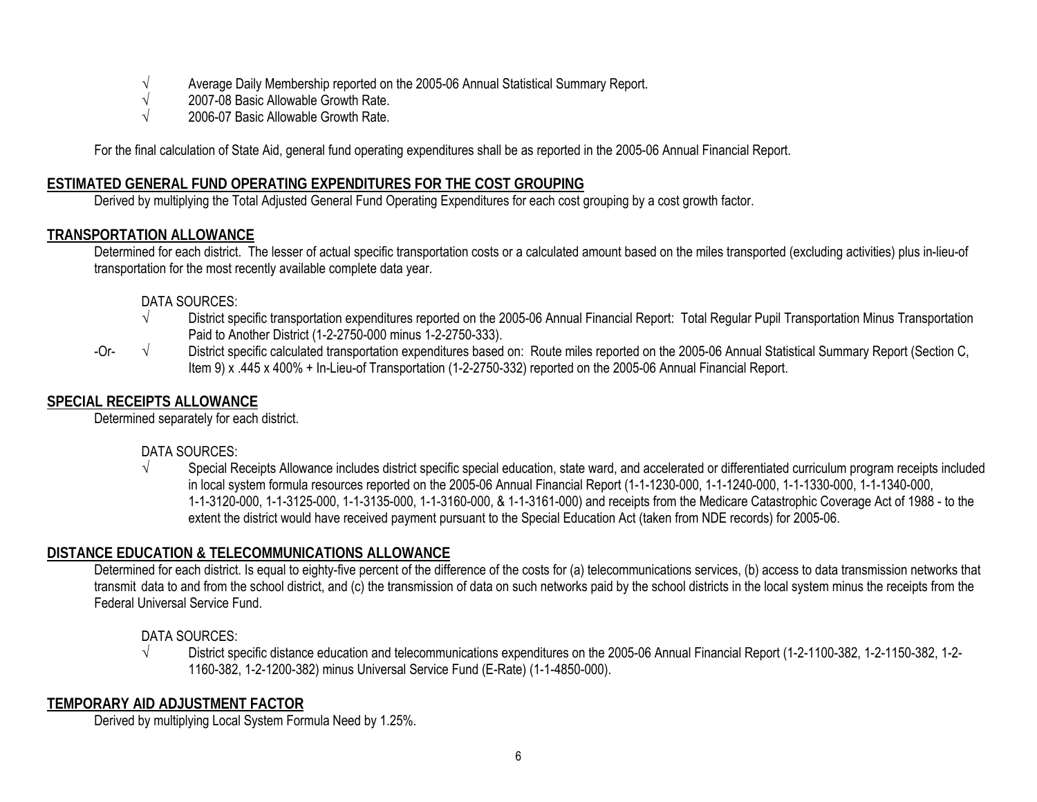- √ Average Daily Membership reported on the 2005-06 Annual Statistical Summary Report.
- √ 2007-08 Basic Allowable Growth Rate.
- √ 2006-07 Basic Allowable Growth Rate.

For the final calculation of State Aid, general fund operating expenditures shall be as reported in the 2005-06 Annual Financial Report.

## ESTIMATED GENERAL FUND OPERATING EXPENDITURES FOR THE COST GROUPING

Derived by multiplying the Total Adjusted General Fund Operating Expenditures for each cost grouping by a cost growth factor.

## TRANSPORTATION ALLOWANCE

Determined for each district. The lesser of actual specific transportation costs or a calculated amount based on the miles transported (excluding activities) plus in-lieu-of transportation for the most recently available complete data year.

DATA SOURCES:

- √ District specific transportation expenditures reported on the 2005-06 Annual Financial Report: Total Regular Pupil Transportation Minus Transportation Paid to Another District (1-2-2750-000 minus 1-2-2750-333).

-Or- √ District specific calculated transportation expenditures based on: Route miles reported on the 2005-06 Annual Statistical Summary Report (Section C, Item 9) x .445 x 400% + In-Lieu-of Transportation (1-2-2750-332) reported on the 2005-06 Annual Financial Report.

## SPECIAL RECEIPTS ALLOWANCE

Determined separately for each district.

DATA SOURCES:

- √ Special Receipts Allowance includes district specific special education, state ward, and accelerated or differentiated curriculum program receipts included in local system formula resources reported on the 2005-06 Annual Financial Report (1-1-1230-000, 1-1-1240-000, 1-1-1330-000, 1-1-1340-000, 1-1-3120-000, 1-1-3125-000, 1-1-3135-000, 1-1-3160-000, & 1-1-3161-000) and receipts from the Medicare Catastrophic Coverage Act of 1988 - to the extent the district would have received payment pursuant to the Special Education Act (taken from NDE records) for 2005-06.

## DISTANCE EDUCATION & TELECOMMUNICATIONS ALLOWANCE

Determined for each district. Is equal to eighty-five percent of the difference of the costs for (a) telecommunications services, (b) access to data transmission networks that transmit data to and from the school district, and (c) the transmission of data on such networks paid by the school districts in the local system minus the receipts from the Federal Universal Service Fund.

DATA SOURCES:

- √ District specific distance education and telecommunications expenditures on the 2005-06 Annual Financial Report (1-2-1100-382, 1-2-1150-382, 1-2-1160-382, 1-2-1200-382) minus Universal Service Fund (E-Rate) (1-1-4850-000).

## TEMPORARY AID ADJUSTMENT FACTOR

Derived by multiplying Local System Formula Need by 1.25%.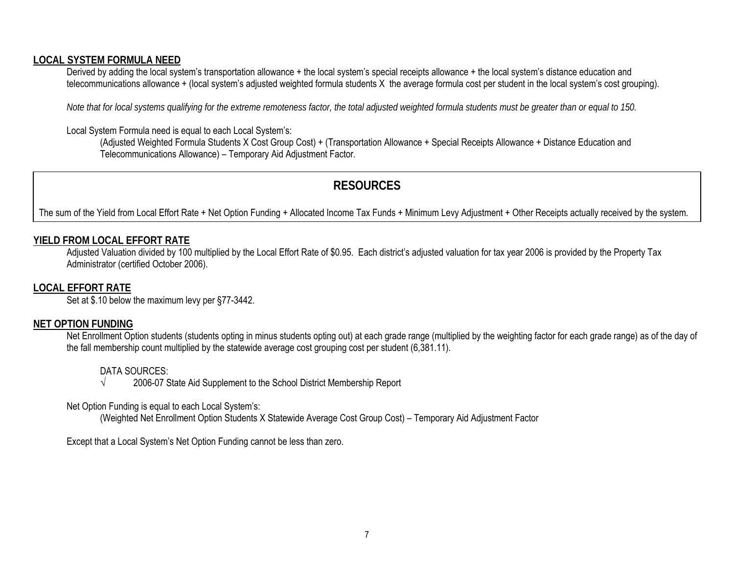## LOCAL SYSTEM FORMULA NEED

Derived by adding the local system's transportation allowance + the local system's special receipts allowance + the local system's distance education and telecommunications allowance + (local system's adjusted weighted formula students X the average formula cost per student in the local system's cost grouping).

*Note that for local systems qualifying for the extreme remoteness factor, the total adjusted weighted formula students must be greater than or equal to 150.*

Local System Formula need is equal to each Local System's:

(Adjusted Weighted Formula Students X Cost Group Cost) + (Transportation Allowance + Special Receipts Allowance + Distance Education and Telecommunications Allowance) – Temporary Aid Adjustment Factor.

# RESOURCES

The sum of the Yield from Local Effort Rate + Net Option Funding + Allocated Income Tax Funds + Minimum Levy Adjustment + Other Receipts actually received by the system.

## YIELD FROM LOCAL EFFORT RATE

Adjusted Valuation divided by 100 multiplied by the Local Effort Rate of $0.95. Each district's adjusted valuation for tax year 2006 is provided by the Property Tax Administrator (certified October 2006).

## LOCAL EFFORT RATE

Set at $.10 below the maximum levy per §77-3442.

## NET OPTION FUNDING

Net Enrollment Option students (students opting in minus students opting out) at each grade range (multiplied by the weighting factor for each grade range) as of the day of the fall membership count multiplied by the statewide average cost grouping cost per student (6,381.11).

DATA SOURCES:

√ 2006-07 State Aid Supplement to the School District Membership Report

Net Option Funding is equal to each Local System's:

(Weighted Net Enrollment Option Students X Statewide Average Cost Group Cost) – Temporary Aid Adjustment Factor

Except that a Local System's Net Option Funding cannot be less than zero.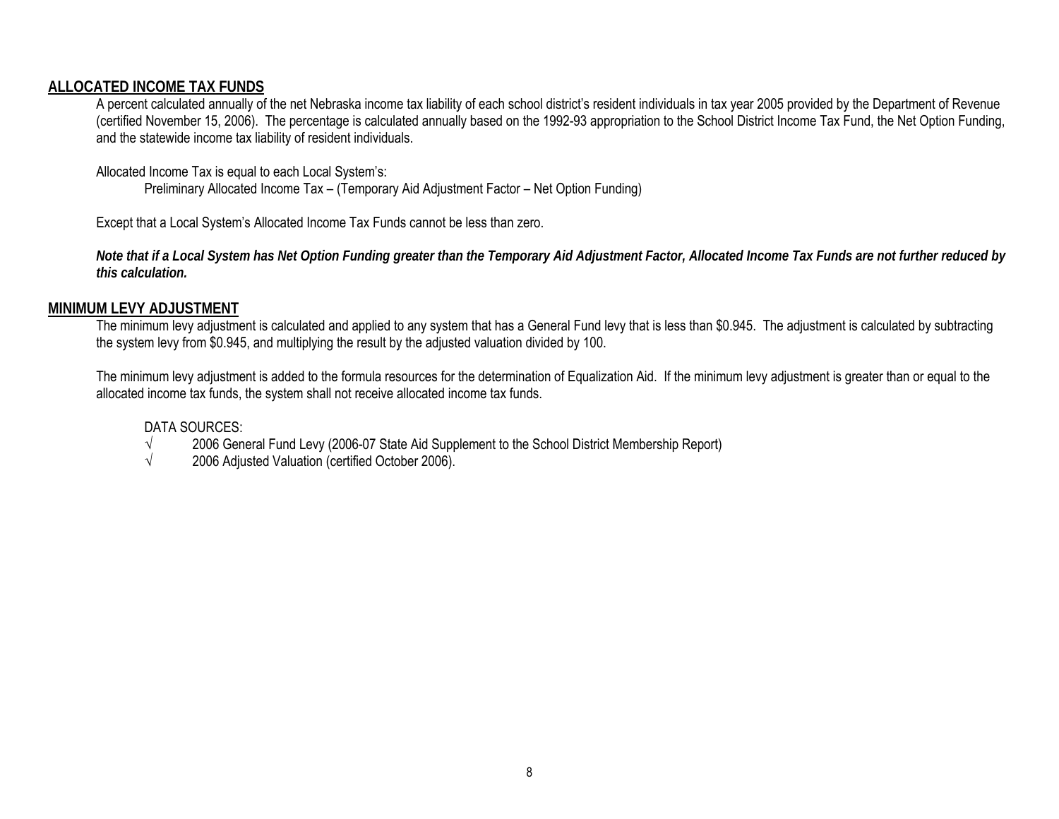## ALLOCATED INCOME TAX FUNDS

A percent calculated annually of the net Nebraska income tax liability of each school district's resident individuals in tax year 2005 provided by the Department of Revenue (certified November 15, 2006). The percentage is calculated annually based on the 1992-93 appropriation to the School District Income Tax Fund, the Net Option Funding, and the statewide income tax liability of resident individuals.

Allocated Income Tax is equal to each Local System's:

Preliminary Allocated Income Tax – (Temporary Aid Adjustment Factor – Net Option Funding)

Except that a Local System's Allocated Income Tax Funds cannot be less than zero.

***Note that if a Local System has Net Option Funding greater than the Temporary Aid Adjustment Factor, Allocated Income Tax Funds are not further reduced by this calculation.***

## MINIMUM LEVY ADJUSTMENT

The minimum levy adjustment is calculated and applied to any system that has a General Fund levy that is less than $0.945. The adjustment is calculated by subtracting the system levy from $0.945, and multiplying the result by the adjusted valuation divided by 100.

The minimum levy adjustment is added to the formula resources for the determination of Equalization Aid. If the minimum levy adjustment is greater than or equal to the allocated income tax funds, the system shall not receive allocated income tax funds.

DATA SOURCES:

- √ 2006 General Fund Levy (2006-07 State Aid Supplement to the School District Membership Report)
- √ 2006 Adjusted Valuation (certified October 2006).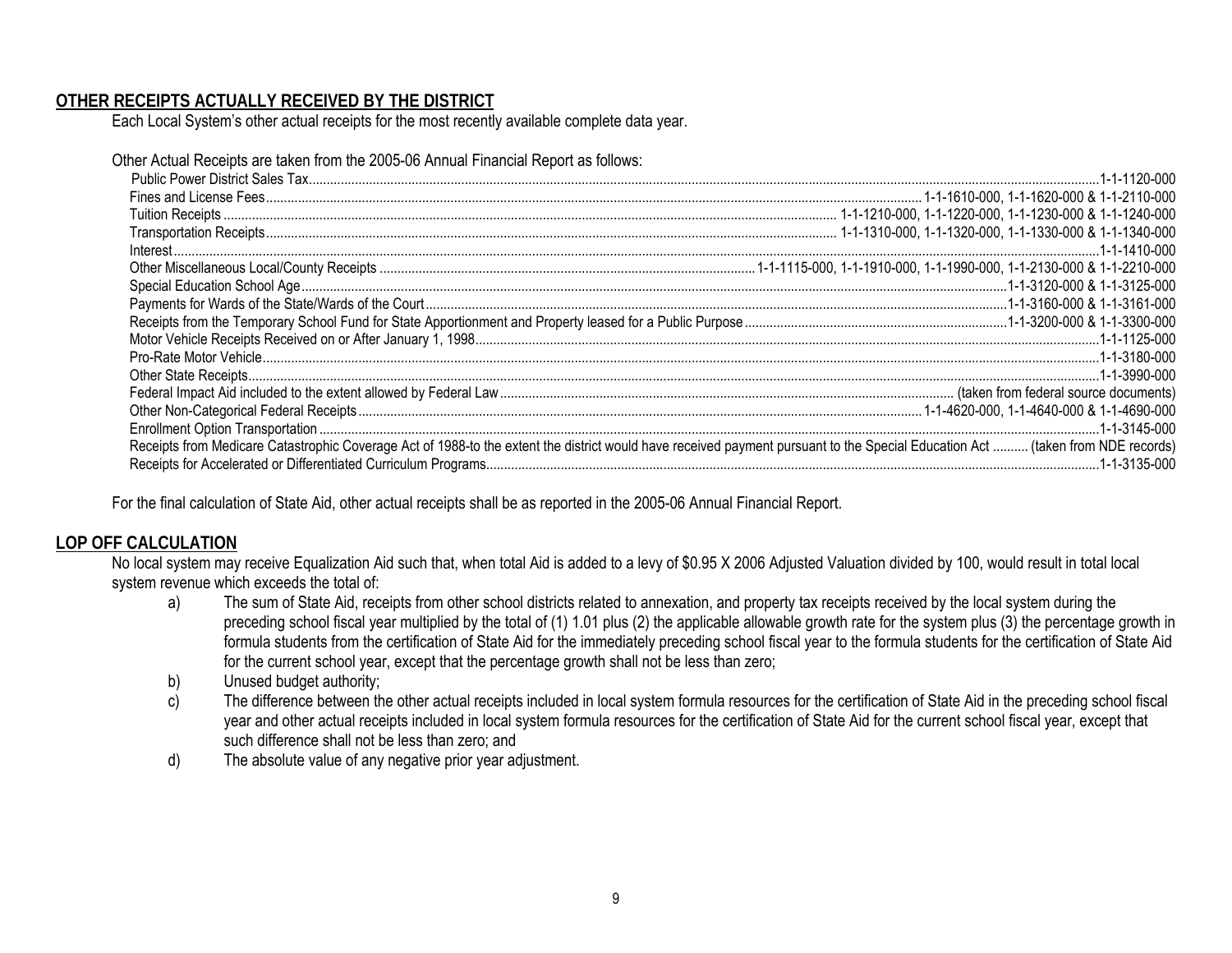**OTHER RECEIPTS ACTUALLY RECEIVED BY THE DISTRICT**

Each Local System's other actual receipts for the most recently available complete data year.

Other Actual Receipts are taken from the 2005-06 Annual Financial Report as follows:

| | |
|---|---|
| Public Power District Sales Tax | 1-1-1120-000 |
| Fines and License Fees | 1-1-1610-000, 1-1-1620-000 & 1-1-2110-000 |
| Tuition Receipts | 1-1-1210-000, 1-1-1220-000, 1-1-1230-000 & 1-1-1240-000 |
| Transportation Receipts | 1-1-1310-000, 1-1-1320-000, 1-1-1330-000 & 1-1-1340-000 |
| Interest | 1-1-1410-000 |
| Other Miscellaneous Local/County Receipts | 1-1-1115-000, 1-1-1910-000, 1-1-1990-000, 1-1-2130-000 & 1-1-2210-000 |
| Special Education School Age | 1-1-3120-000 & 1-1-3125-000 |
| Payments for Wards of the State/Wards of the Court | 1-1-3160-000 & 1-1-3161-000 |
| Receipts from the Temporary School Fund for State Apportionment and Property leased for a Public Purpose | 1-1-3200-000 & 1-1-3300-000 |
| Motor Vehicle Receipts Received on or After January 1, 1998 | 1-1-1125-000 |
| Pro-Rate Motor Vehicle | 1-1-3180-000 |
| Other State Receipts | 1-1-3990-000 |
| Federal Impact Aid included to the extent allowed by Federal Law | (taken from federal source documents) |
| Other Non-Categorical Federal Receipts | 1-1-4620-000, 1-1-4640-000 & 1-1-4690-000 |
| Enrollment Option Transportation | 1-1-3145-000 |
| Receipts from Medicare Catastrophic Coverage Act of 1988-to the extent the district would have received payment pursuant to the Special Education Act | (taken from NDE records) |
| Receipts for Accelerated or Differentiated Curriculum Programs | 1-1-3135-000 |

For the final calculation of State Aid, other actual receipts shall be as reported in the 2005-06 Annual Financial Report.

**LOP OFF CALCULATION**

No local system may receive Equalization Aid such that, when total Aid is added to a levy of \$0.95 X 2006 Adjusted Valuation divided by 100, would result in total local system revenue which exceeds the total of:

a) The sum of State Aid, receipts from other school districts related to annexation, and property tax receipts received by the local system during the preceding school fiscal year multiplied by the total of (1) 1.01 plus (2) the applicable allowable growth rate for the system plus (3) the percentage growth in formula students from the certification of State Aid for the immediately preceding school fiscal year to the formula students for the certification of State Aid for the current school year, except that the percentage growth shall not be less than zero;

b) Unused budget authority;

c) The difference between the other actual receipts included in local system formula resources for the certification of State Aid in the preceding school fiscal year and other actual receipts included in local system formula resources for the certification of State Aid for the current school fiscal year, except that such difference shall not be less than zero; and

d) The absolute value of any negative prior year adjustment.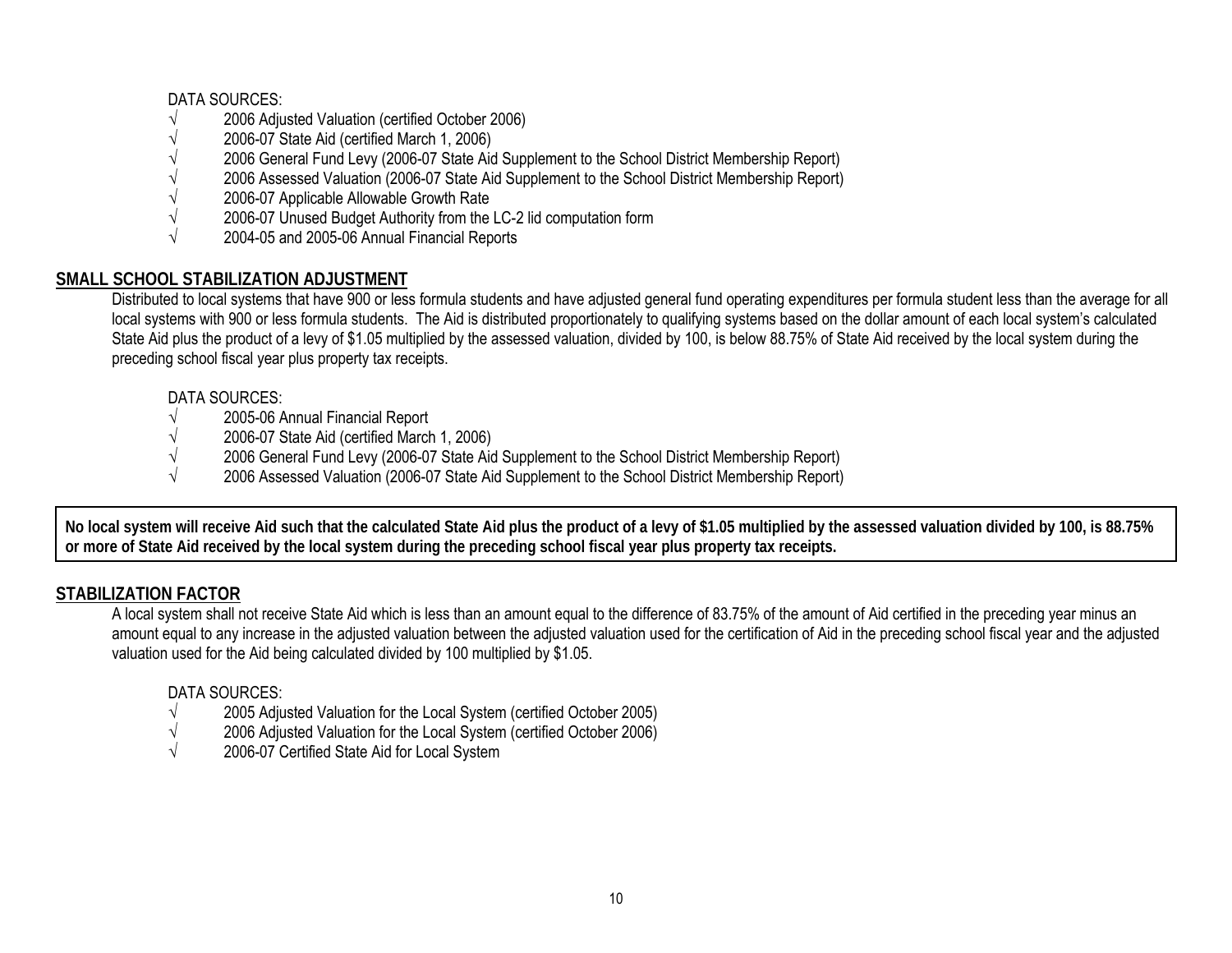DATA SOURCES:

- √ 2006 Adjusted Valuation (certified October 2006)
- √ 2006-07 State Aid (certified March 1, 2006)
- √ 2006 General Fund Levy (2006-07 State Aid Supplement to the School District Membership Report)
- √ 2006 Assessed Valuation (2006-07 State Aid Supplement to the School District Membership Report)
- √ 2006-07 Applicable Allowable Growth Rate
- √ 2006-07 Unused Budget Authority from the LC-2 lid computation form
- √ 2004-05 and 2005-06 Annual Financial Reports

## SMALL SCHOOL STABILIZATION ADJUSTMENT

Distributed to local systems that have 900 or less formula students and have adjusted general fund operating expenditures per formula student less than the average for all local systems with 900 or less formula students. The Aid is distributed proportionately to qualifying systems based on the dollar amount of each local system's calculated State Aid plus the product of a levy of $1.05 multiplied by the assessed valuation, divided by 100, is below 88.75% of State Aid received by the local system during the preceding school fiscal year plus property tax receipts.

DATA SOURCES:

- √ 2005-06 Annual Financial Report
- √ 2006-07 State Aid (certified March 1, 2006)
- √ 2006 General Fund Levy (2006-07 State Aid Supplement to the School District Membership Report)
- √ 2006 Assessed Valuation (2006-07 State Aid Supplement to the School District Membership Report)

**No local system will receive Aid such that the calculated State Aid plus the product of a levy of $1.05 multiplied by the assessed valuation divided by 100, is 88.75% or more of State Aid received by the local system during the preceding school fiscal year plus property tax receipts.**

## STABILIZATION FACTOR

A local system shall not receive State Aid which is less than an amount equal to the difference of 83.75% of the amount of Aid certified in the preceding year minus an amount equal to any increase in the adjusted valuation between the adjusted valuation used for the certification of Aid in the preceding school fiscal year and the adjusted valuation used for the Aid being calculated divided by 100 multiplied by $1.05.

DATA SOURCES:

- √ 2005 Adjusted Valuation for the Local System (certified October 2005)
- √ 2006 Adjusted Valuation for the Local System (certified October 2006)
- √ 2006-07 Certified State Aid for Local System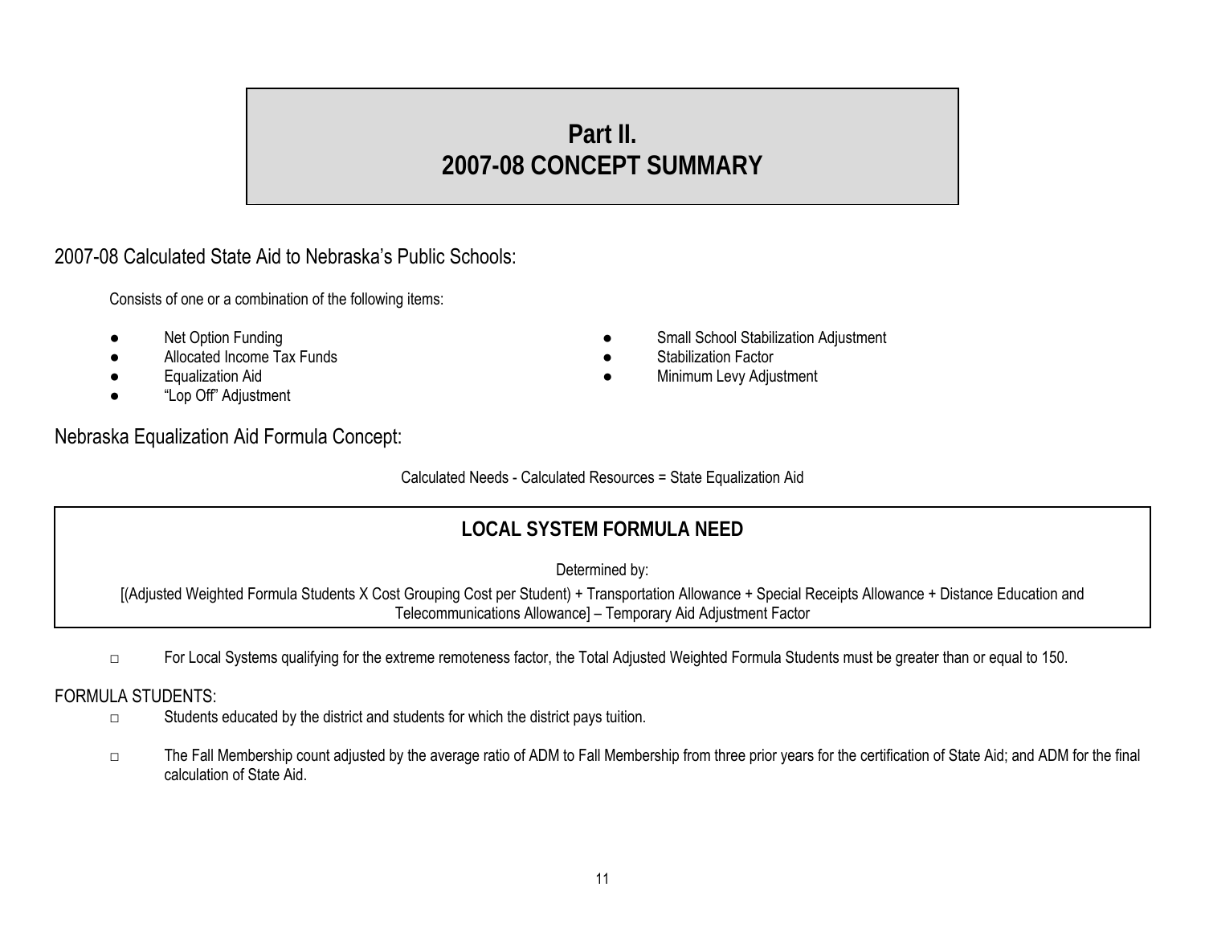# Part II.
# 2007-08 CONCEPT SUMMARY

## 2007-08 Calculated State Aid to Nebraska's Public Schools:

Consists of one or a combination of the following items:

- Net Option Funding
- Allocated Income Tax Funds
- Equalization Aid
- "Lop Off" Adjustment
- Small School Stabilization Adjustment
- Stabilization Factor
- Minimum Levy Adjustment

## Nebraska Equalization Aid Formula Concept:

Calculated Needs - Calculated Resources = State Equalization Aid

### LOCAL SYSTEM FORMULA NEED

Determined by:

[(Adjusted Weighted Formula Students X Cost Grouping Cost per Student) + Transportation Allowance + Special Receipts Allowance + Distance Education and Telecommunications Allowance] – Temporary Aid Adjustment Factor

- For Local Systems qualifying for the extreme remoteness factor, the Total Adjusted Weighted Formula Students must be greater than or equal to 150.

FORMULA STUDENTS:

- Students educated by the district and students for which the district pays tuition.
- The Fall Membership count adjusted by the average ratio of ADM to Fall Membership from three prior years for the certification of State Aid; and ADM for the final calculation of State Aid.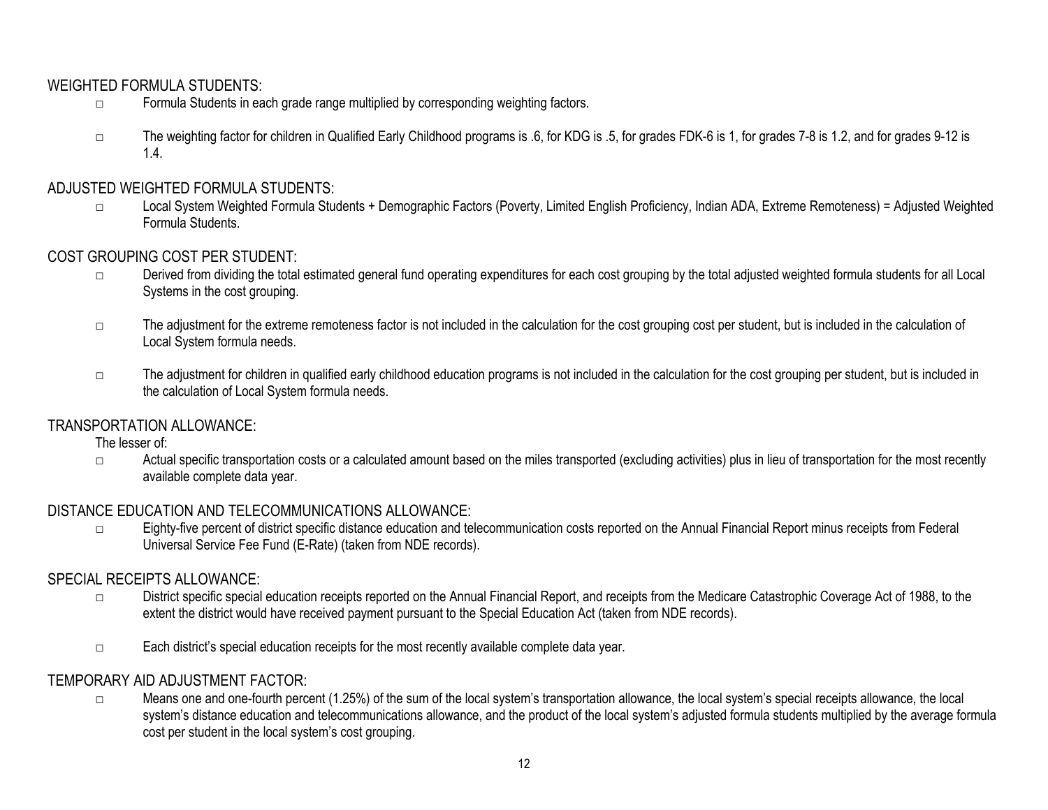## WEIGHTED FORMULA STUDENTS:

- Formula Students in each grade range multiplied by corresponding weighting factors.
- The weighting factor for children in Qualified Early Childhood programs is .6, for KDG is .5, for grades FDK-6 is 1, for grades 7-8 is 1.2, and for grades 9-12 is 1.4.

## ADJUSTED WEIGHTED FORMULA STUDENTS:

- Local System Weighted Formula Students + Demographic Factors (Poverty, Limited English Proficiency, Indian ADA, Extreme Remoteness) = Adjusted Weighted Formula Students.

## COST GROUPING COST PER STUDENT:

- Derived from dividing the total estimated general fund operating expenditures for each cost grouping by the total adjusted weighted formula students for all Local Systems in the cost grouping.
- The adjustment for the extreme remoteness factor is not included in the calculation for the cost grouping cost per student, but is included in the calculation of Local System formula needs.
- The adjustment for children in qualified early childhood education programs is not included in the calculation for the cost grouping per student, but is included in the calculation of Local System formula needs.

## TRANSPORTATION ALLOWANCE:

The lesser of:

- Actual specific transportation costs or a calculated amount based on the miles transported (excluding activities) plus in lieu of transportation for the most recently available complete data year.

## DISTANCE EDUCATION AND TELECOMMUNICATIONS ALLOWANCE:

- Eighty-five percent of district specific distance education and telecommunication costs reported on the Annual Financial Report minus receipts from Federal Universal Service Fee Fund (E-Rate) (taken from NDE records).

## SPECIAL RECEIPTS ALLOWANCE:

- District specific special education receipts reported on the Annual Financial Report, and receipts from the Medicare Catastrophic Coverage Act of 1988, to the extent the district would have received payment pursuant to the Special Education Act (taken from NDE records).
- Each district's special education receipts for the most recently available complete data year.

## TEMPORARY AID ADJUSTMENT FACTOR:

- Means one and one-fourth percent (1.25%) of the sum of the local system's transportation allowance, the local system's special receipts allowance, the local system's distance education and telecommunications allowance, and the product of the local system's adjusted formula students multiplied by the average formula cost per student in the local system's cost grouping.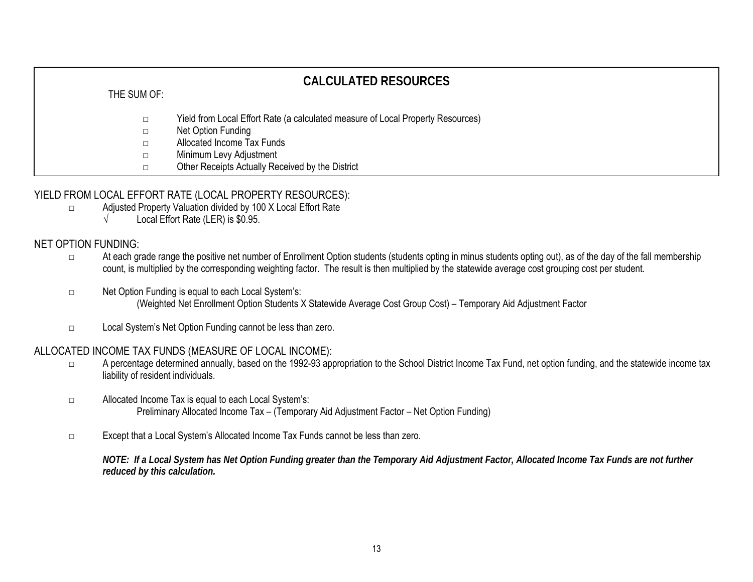## CALCULATED RESOURCES

THE SUM OF:

- Yield from Local Effort Rate (a calculated measure of Local Property Resources)
- Net Option Funding
- Allocated Income Tax Funds
- Minimum Levy Adjustment
- Other Receipts Actually Received by the District

### YIELD FROM LOCAL EFFORT RATE (LOCAL PROPERTY RESOURCES):

- Adjusted Property Valuation divided by 100 X Local Effort Rate
  - √ Local Effort Rate (LER) is $0.95.

### NET OPTION FUNDING:

- At each grade range the positive net number of Enrollment Option students (students opting in minus students opting out), as of the day of the fall membership count, is multiplied by the corresponding weighting factor. The result is then multiplied by the statewide average cost grouping cost per student.

- Net Option Funding is equal to each Local System's:

  (Weighted Net Enrollment Option Students X Statewide Average Cost Group Cost) – Temporary Aid Adjustment Factor

- Local System's Net Option Funding cannot be less than zero.

### ALLOCATED INCOME TAX FUNDS (MEASURE OF LOCAL INCOME):

- A percentage determined annually, based on the 1992-93 appropriation to the School District Income Tax Fund, net option funding, and the statewide income tax liability of resident individuals.

- Allocated Income Tax is equal to each Local System's:

  Preliminary Allocated Income Tax – (Temporary Aid Adjustment Factor – Net Option Funding)

- Except that a Local System's Allocated Income Tax Funds cannot be less than zero.

***NOTE: If a Local System has Net Option Funding greater than the Temporary Aid Adjustment Factor, Allocated Income Tax Funds are not further reduced by this calculation.***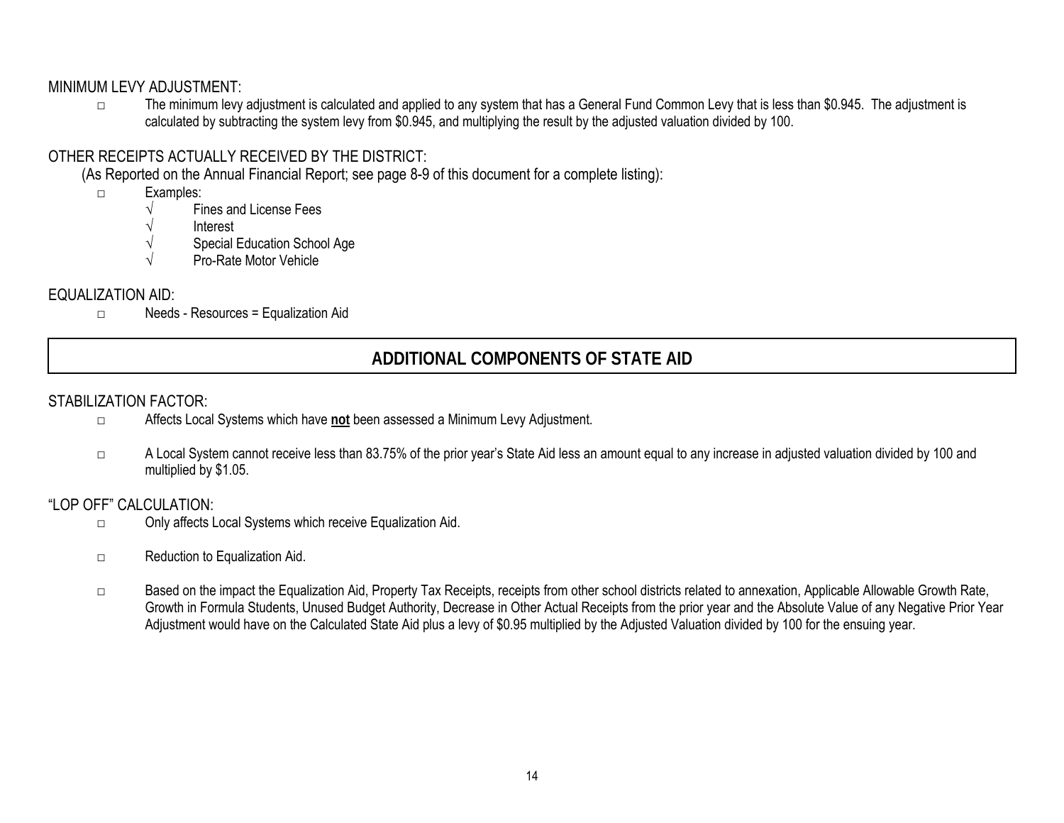## MINIMUM LEVY ADJUSTMENT:

- The minimum levy adjustment is calculated and applied to any system that has a General Fund Common Levy that is less than $0.945. The adjustment is calculated by subtracting the system levy from $0.945, and multiplying the result by the adjusted valuation divided by 100.

## OTHER RECEIPTS ACTUALLY RECEIVED BY THE DISTRICT:

(As Reported on the Annual Financial Report; see page 8-9 of this document for a complete listing):

- Examples:
  - √ Fines and License Fees
  - √ Interest
  - √ Special Education School Age
  - √ Pro-Rate Motor Vehicle

## EQUALIZATION AID:

- Needs - Resources = Equalization Aid

# ADDITIONAL COMPONENTS OF STATE AID

## STABILIZATION FACTOR:

- Affects Local Systems which have **not** been assessed a Minimum Levy Adjustment.
- A Local System cannot receive less than 83.75% of the prior year's State Aid less an amount equal to any increase in adjusted valuation divided by 100 and multiplied by $1.05.

## "LOP OFF" CALCULATION:

- Only affects Local Systems which receive Equalization Aid.
- Reduction to Equalization Aid.
- Based on the impact the Equalization Aid, Property Tax Receipts, receipts from other school districts related to annexation, Applicable Allowable Growth Rate, Growth in Formula Students, Unused Budget Authority, Decrease in Other Actual Receipts from the prior year and the Absolute Value of any Negative Prior Year Adjustment would have on the Calculated State Aid plus a levy of $0.95 multiplied by the Adjusted Valuation divided by 100 for the ensuing year.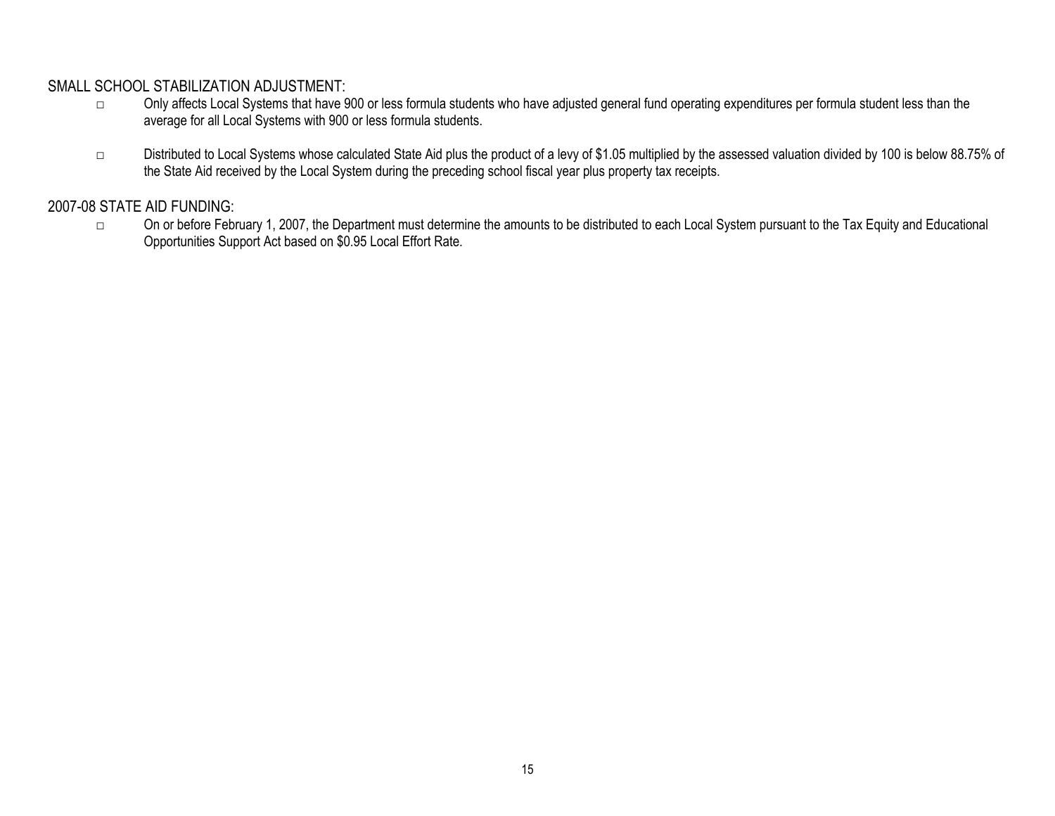## SMALL SCHOOL STABILIZATION ADJUSTMENT:

- Only affects Local Systems that have 900 or less formula students who have adjusted general fund operating expenditures per formula student less than the average for all Local Systems with 900 or less formula students.

- Distributed to Local Systems whose calculated State Aid plus the product of a levy of $1.05 multiplied by the assessed valuation divided by 100 is below 88.75% of the State Aid received by the Local System during the preceding school fiscal year plus property tax receipts.

## 2007-08 STATE AID FUNDING:

- On or before February 1, 2007, the Department must determine the amounts to be distributed to each Local System pursuant to the Tax Equity and Educational Opportunities Support Act based on $0.95 Local Effort Rate.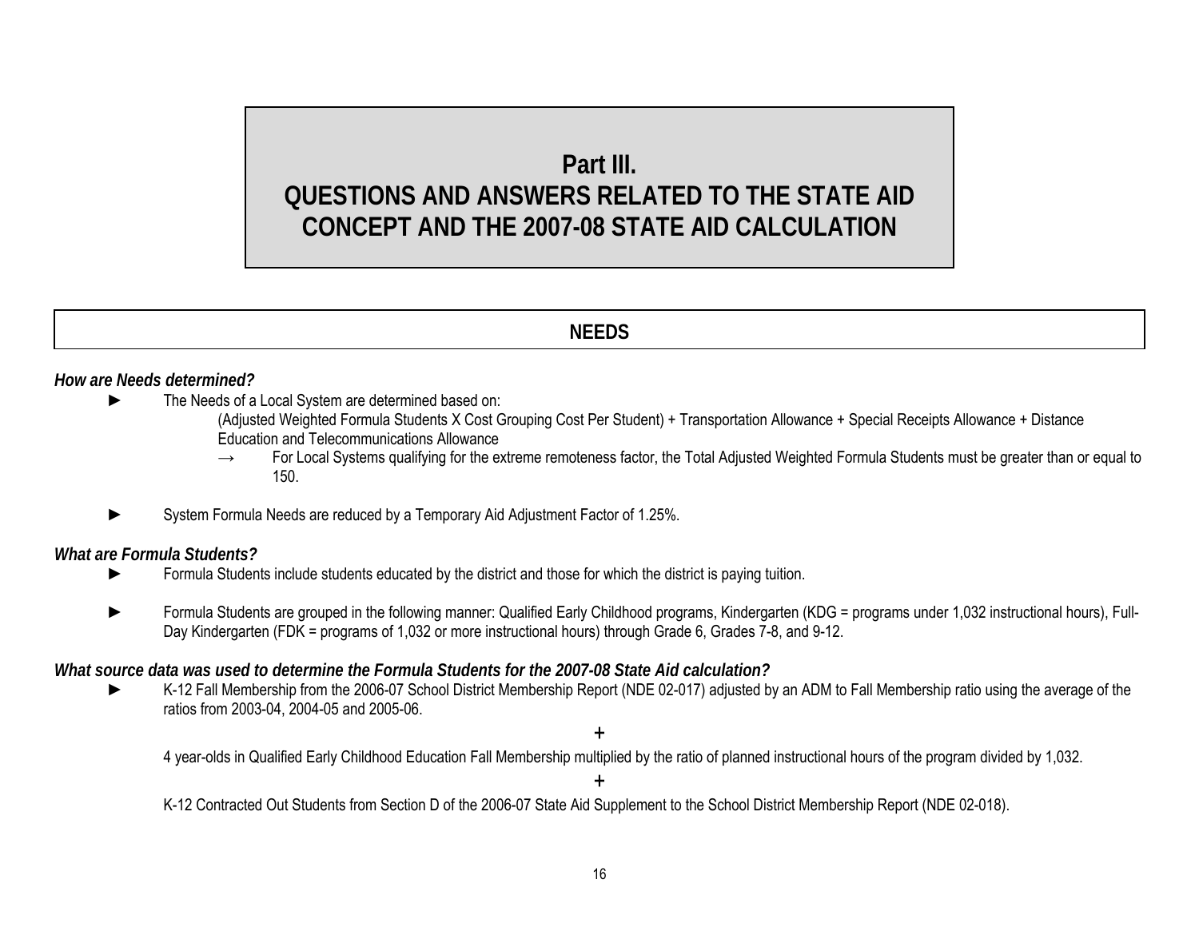# Part III.
# QUESTIONS AND ANSWERS RELATED TO THE STATE AID CONCEPT AND THE 2007-08 STATE AID CALCULATION

## NEEDS

***How are Needs determined?***

- ► The Needs of a Local System are determined based on:

  (Adjusted Weighted Formula Students X Cost Grouping Cost Per Student) + Transportation Allowance + Special Receipts Allowance + Distance Education and Telecommunications Allowance

  - → For Local Systems qualifying for the extreme remoteness factor, the Total Adjusted Weighted Formula Students must be greater than or equal to 150.

- ► System Formula Needs are reduced by a Temporary Aid Adjustment Factor of 1.25%.

***What are Formula Students?***

- ► Formula Students include students educated by the district and those for which the district is paying tuition.

- ► Formula Students are grouped in the following manner: Qualified Early Childhood programs, Kindergarten (KDG = programs under 1,032 instructional hours), Full-Day Kindergarten (FDK = programs of 1,032 or more instructional hours) through Grade 6, Grades 7-8, and 9-12.

***What source data was used to determine the Formula Students for the 2007-08 State Aid calculation?***

- ► K-12 Fall Membership from the 2006-07 School District Membership Report (NDE 02-017) adjusted by an ADM to Fall Membership ratio using the average of the ratios from 2003-04, 2004-05 and 2005-06.

  **+**

  4 year-olds in Qualified Early Childhood Education Fall Membership multiplied by the ratio of planned instructional hours of the program divided by 1,032.

  **+**

  K-12 Contracted Out Students from Section D of the 2006-07 State Aid Supplement to the School District Membership Report (NDE 02-018).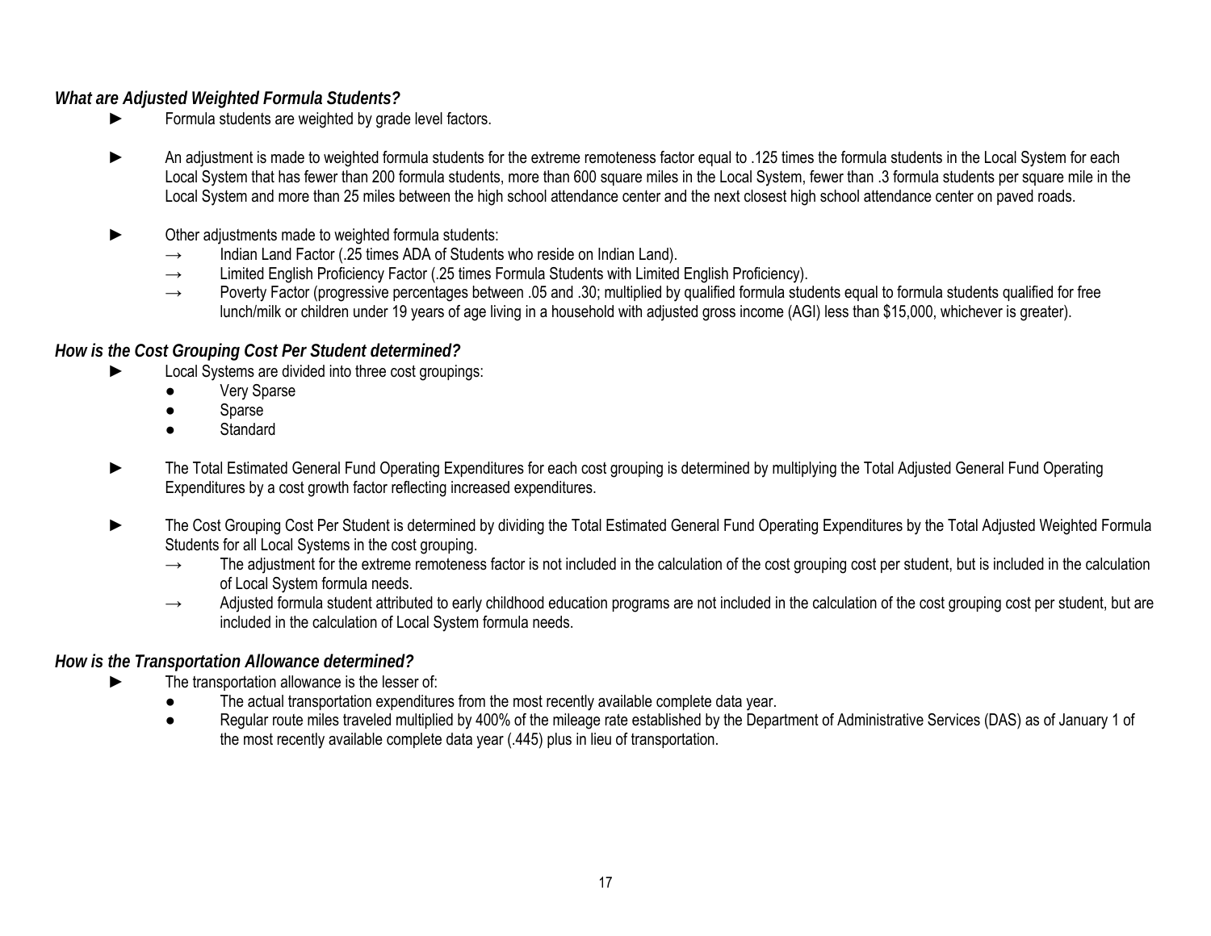### *What are Adjusted Weighted Formula Students?*

- Formula students are weighted by grade level factors.

- An adjustment is made to weighted formula students for the extreme remoteness factor equal to .125 times the formula students in the Local System for each Local System that has fewer than 200 formula students, more than 600 square miles in the Local System, fewer than .3 formula students per square mile in the Local System and more than 25 miles between the high school attendance center and the next closest high school attendance center on paved roads.

- Other adjustments made to weighted formula students:
  - → Indian Land Factor (.25 times ADA of Students who reside on Indian Land).
  - → Limited English Proficiency Factor (.25 times Formula Students with Limited English Proficiency).
  - → Poverty Factor (progressive percentages between .05 and .30; multiplied by qualified formula students equal to formula students qualified for free lunch/milk or children under 19 years of age living in a household with adjusted gross income (AGI) less than $15,000, whichever is greater).

### *How is the Cost Grouping Cost Per Student determined?*

- Local Systems are divided into three cost groupings:
  - Very Sparse
  - Sparse
  - Standard

- The Total Estimated General Fund Operating Expenditures for each cost grouping is determined by multiplying the Total Adjusted General Fund Operating Expenditures by a cost growth factor reflecting increased expenditures.

- The Cost Grouping Cost Per Student is determined by dividing the Total Estimated General Fund Operating Expenditures by the Total Adjusted Weighted Formula Students for all Local Systems in the cost grouping.
  - → The adjustment for the extreme remoteness factor is not included in the calculation of the cost grouping cost per student, but is included in the calculation of Local System formula needs.
  - → Adjusted formula student attributed to early childhood education programs are not included in the calculation of the cost grouping cost per student, but are included in the calculation of Local System formula needs.

### *How is the Transportation Allowance determined?*

- The transportation allowance is the lesser of:
  - The actual transportation expenditures from the most recently available complete data year.
  - Regular route miles traveled multiplied by 400% of the mileage rate established by the Department of Administrative Services (DAS) as of January 1 of the most recently available complete data year (.445) plus in lieu of transportation.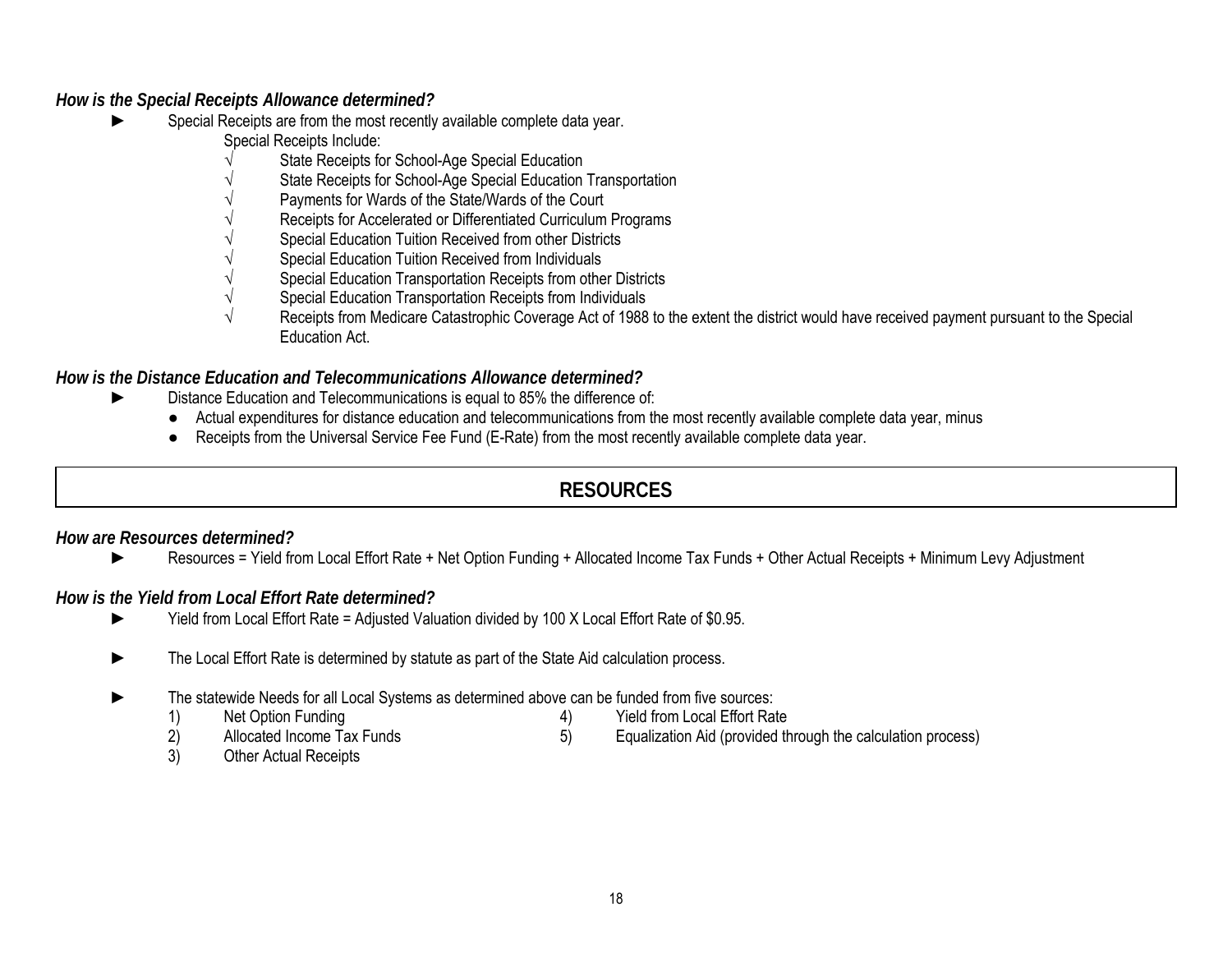### *How is the Special Receipts Allowance determined?*

- Special Receipts are from the most recently available complete data year.

  Special Receipts Include:

  - √ State Receipts for School-Age Special Education
  - √ State Receipts for School-Age Special Education Transportation
  - √ Payments for Wards of the State/Wards of the Court
  - √ Receipts for Accelerated or Differentiated Curriculum Programs
  - √ Special Education Tuition Received from other Districts
  - √ Special Education Tuition Received from Individuals
  - √ Special Education Transportation Receipts from other Districts
  - √ Special Education Transportation Receipts from Individuals
  - √ Receipts from Medicare Catastrophic Coverage Act of 1988 to the extent the district would have received payment pursuant to the Special Education Act.

### *How is the Distance Education and Telecommunications Allowance determined?*

- Distance Education and Telecommunications is equal to 85% the difference of:
  - Actual expenditures for distance education and telecommunications from the most recently available complete data year, minus
  - Receipts from the Universal Service Fee Fund (E-Rate) from the most recently available complete data year.

## RESOURCES

### *How are Resources determined?*

- Resources = Yield from Local Effort Rate + Net Option Funding + Allocated Income Tax Funds + Other Actual Receipts + Minimum Levy Adjustment

### *How is the Yield from Local Effort Rate determined?*

- Yield from Local Effort Rate = Adjusted Valuation divided by 100 X Local Effort Rate of $0.95.

- The Local Effort Rate is determined by statute as part of the State Aid calculation process.

- The statewide Needs for all Local Systems as determined above can be funded from five sources:
  1) Net Option Funding
  2) Allocated Income Tax Funds
  3) Other Actual Receipts
  4) Yield from Local Effort Rate
  5) Equalization Aid (provided through the calculation process)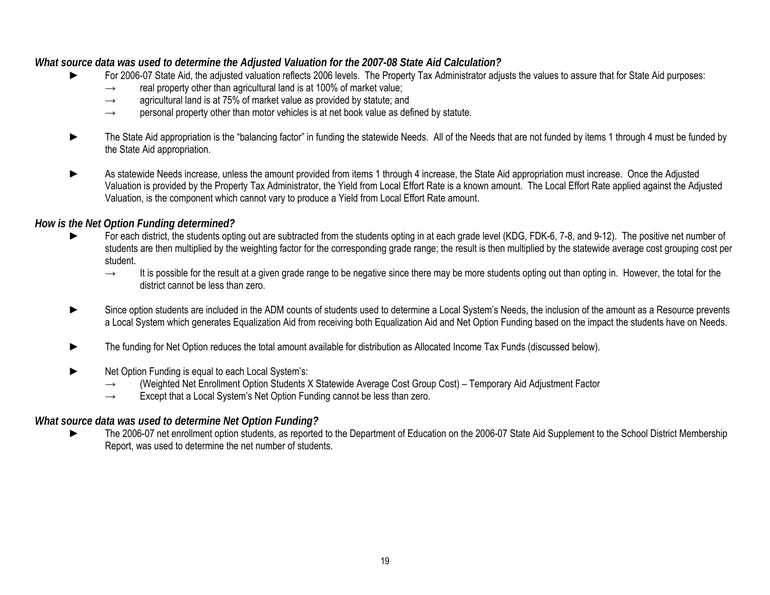***What source data was used to determine the Adjusted Valuation for the 2007-08 State Aid Calculation?***

- For 2006-07 State Aid, the adjusted valuation reflects 2006 levels. The Property Tax Administrator adjusts the values to assure that for State Aid purposes:
  - → real property other than agricultural land is at 100% of market value;
  - → agricultural land is at 75% of market value as provided by statute; and
  - → personal property other than motor vehicles is at net book value as defined by statute.

- The State Aid appropriation is the "balancing factor" in funding the statewide Needs. All of the Needs that are not funded by items 1 through 4 must be funded by the State Aid appropriation.

- As statewide Needs increase, unless the amount provided from items 1 through 4 increase, the State Aid appropriation must increase. Once the Adjusted Valuation is provided by the Property Tax Administrator, the Yield from Local Effort Rate is a known amount. The Local Effort Rate applied against the Adjusted Valuation, is the component which cannot vary to produce a Yield from Local Effort Rate amount.

***How is the Net Option Funding determined?***

- For each district, the students opting out are subtracted from the students opting in at each grade level (KDG, FDK-6, 7-8, and 9-12). The positive net number of students are then multiplied by the weighting factor for the corresponding grade range; the result is then multiplied by the statewide average cost grouping cost per student.
  - → It is possible for the result at a given grade range to be negative since there may be more students opting out than opting in. However, the total for the district cannot be less than zero.

- Since option students are included in the ADM counts of students used to determine a Local System's Needs, the inclusion of the amount as a Resource prevents a Local System which generates Equalization Aid from receiving both Equalization Aid and Net Option Funding based on the impact the students have on Needs.

- The funding for Net Option reduces the total amount available for distribution as Allocated Income Tax Funds (discussed below).

- Net Option Funding is equal to each Local System's:
  - → (Weighted Net Enrollment Option Students X Statewide Average Cost Group Cost) – Temporary Aid Adjustment Factor
  - → Except that a Local System's Net Option Funding cannot be less than zero.

***What source data was used to determine Net Option Funding?***

- The 2006-07 net enrollment option students, as reported to the Department of Education on the 2006-07 State Aid Supplement to the School District Membership Report, was used to determine the net number of students.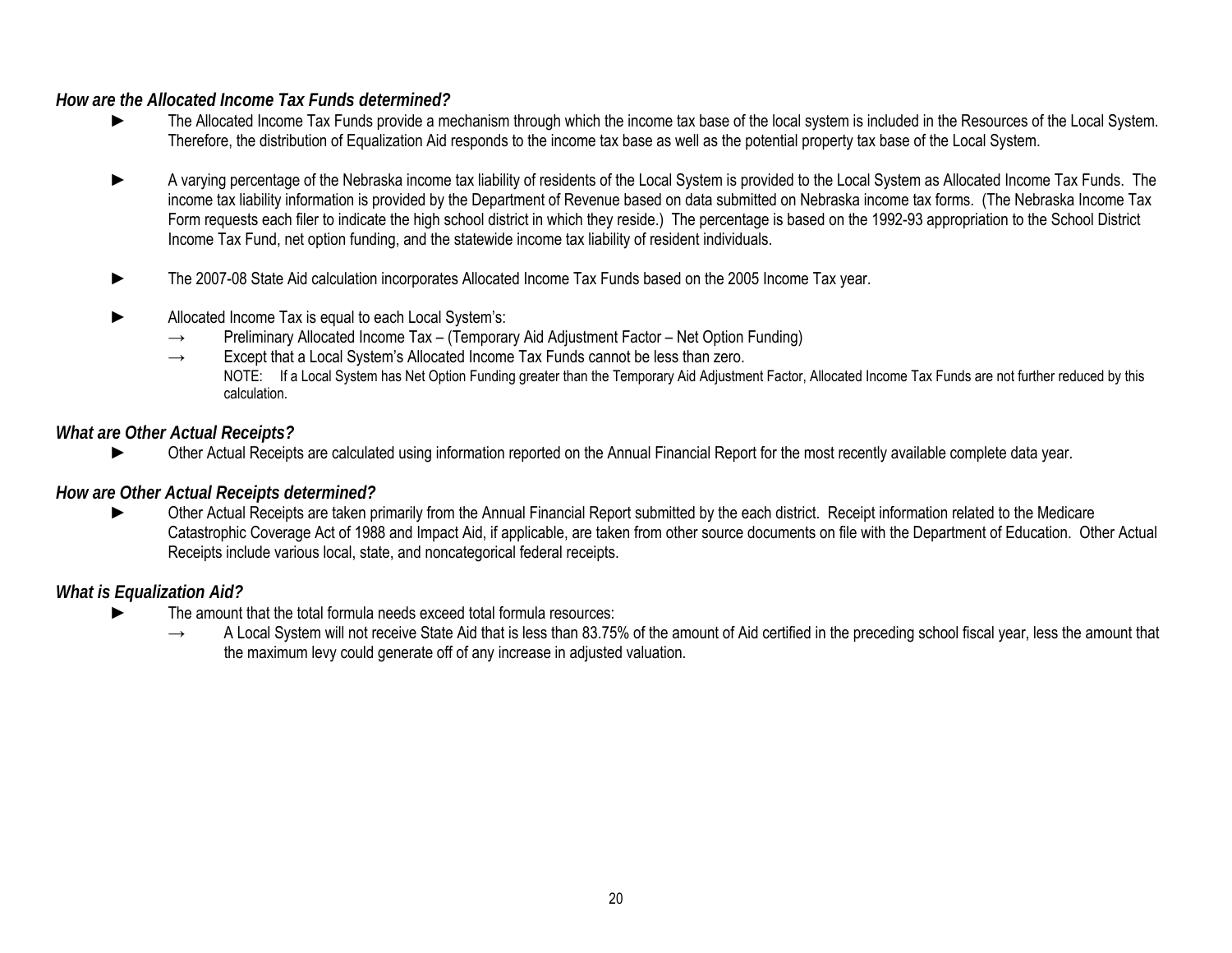### *How are the Allocated Income Tax Funds determined?*

- ► The Allocated Income Tax Funds provide a mechanism through which the income tax base of the local system is included in the Resources of the Local System. Therefore, the distribution of Equalization Aid responds to the income tax base as well as the potential property tax base of the Local System.

- ► A varying percentage of the Nebraska income tax liability of residents of the Local System is provided to the Local System as Allocated Income Tax Funds. The income tax liability information is provided by the Department of Revenue based on data submitted on Nebraska income tax forms. (The Nebraska Income Tax Form requests each filer to indicate the high school district in which they reside.) The percentage is based on the 1992-93 appropriation to the School District Income Tax Fund, net option funding, and the statewide income tax liability of resident individuals.

- ► The 2007-08 State Aid calculation incorporates Allocated Income Tax Funds based on the 2005 Income Tax year.

- ► Allocated Income Tax is equal to each Local System's:
  - → Preliminary Allocated Income Tax – (Temporary Aid Adjustment Factor – Net Option Funding)
  - → Except that a Local System's Allocated Income Tax Funds cannot be less than zero.

    NOTE: If a Local System has Net Option Funding greater than the Temporary Aid Adjustment Factor, Allocated Income Tax Funds are not further reduced by this calculation.

### *What are Other Actual Receipts?*

- ► Other Actual Receipts are calculated using information reported on the Annual Financial Report for the most recently available complete data year.

### *How are Other Actual Receipts determined?*

- ► Other Actual Receipts are taken primarily from the Annual Financial Report submitted by the each district. Receipt information related to the Medicare Catastrophic Coverage Act of 1988 and Impact Aid, if applicable, are taken from other source documents on file with the Department of Education. Other Actual Receipts include various local, state, and noncategorical federal receipts.

### *What is Equalization Aid?*

- ► The amount that the total formula needs exceed total formula resources:
  - → A Local System will not receive State Aid that is less than 83.75% of the amount of Aid certified in the preceding school fiscal year, less the amount that the maximum levy could generate off of any increase in adjusted valuation.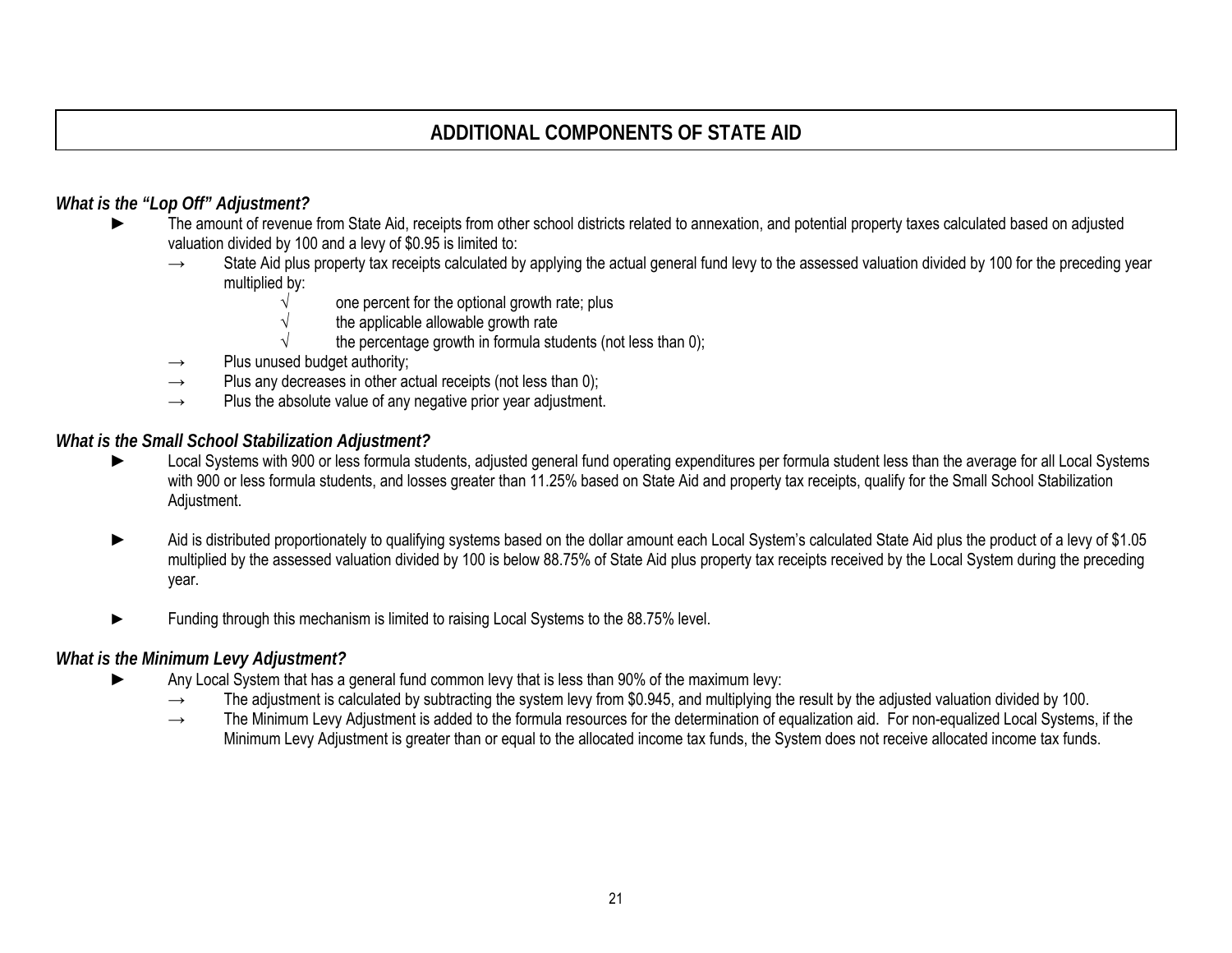# ADDITIONAL COMPONENTS OF STATE AID

***What is the "Lop Off" Adjustment?***

- The amount of revenue from State Aid, receipts from other school districts related to annexation, and potential property taxes calculated based on adjusted valuation divided by 100 and a levy of $0.95 is limited to:
  - → State Aid plus property tax receipts calculated by applying the actual general fund levy to the assessed valuation divided by 100 for the preceding year multiplied by:
    - √ one percent for the optional growth rate; plus
    - √ the applicable allowable growth rate
    - √ the percentage growth in formula students (not less than 0);
  - → Plus unused budget authority;
  - → Plus any decreases in other actual receipts (not less than 0);
  - → Plus the absolute value of any negative prior year adjustment.

***What is the Small School Stabilization Adjustment?***

- Local Systems with 900 or less formula students, adjusted general fund operating expenditures per formula student less than the average for all Local Systems with 900 or less formula students, and losses greater than 11.25% based on State Aid and property tax receipts, qualify for the Small School Stabilization Adjustment.

- Aid is distributed proportionately to qualifying systems based on the dollar amount each Local System's calculated State Aid plus the product of a levy of $1.05 multiplied by the assessed valuation divided by 100 is below 88.75% of State Aid plus property tax receipts received by the Local System during the preceding year.

- Funding through this mechanism is limited to raising Local Systems to the 88.75% level.

***What is the Minimum Levy Adjustment?***

- Any Local System that has a general fund common levy that is less than 90% of the maximum levy:
  - → The adjustment is calculated by subtracting the system levy from $0.945, and multiplying the result by the adjusted valuation divided by 100.
  - → The Minimum Levy Adjustment is added to the formula resources for the determination of equalization aid. For non-equalized Local Systems, if the Minimum Levy Adjustment is greater than or equal to the allocated income tax funds, the System does not receive allocated income tax funds.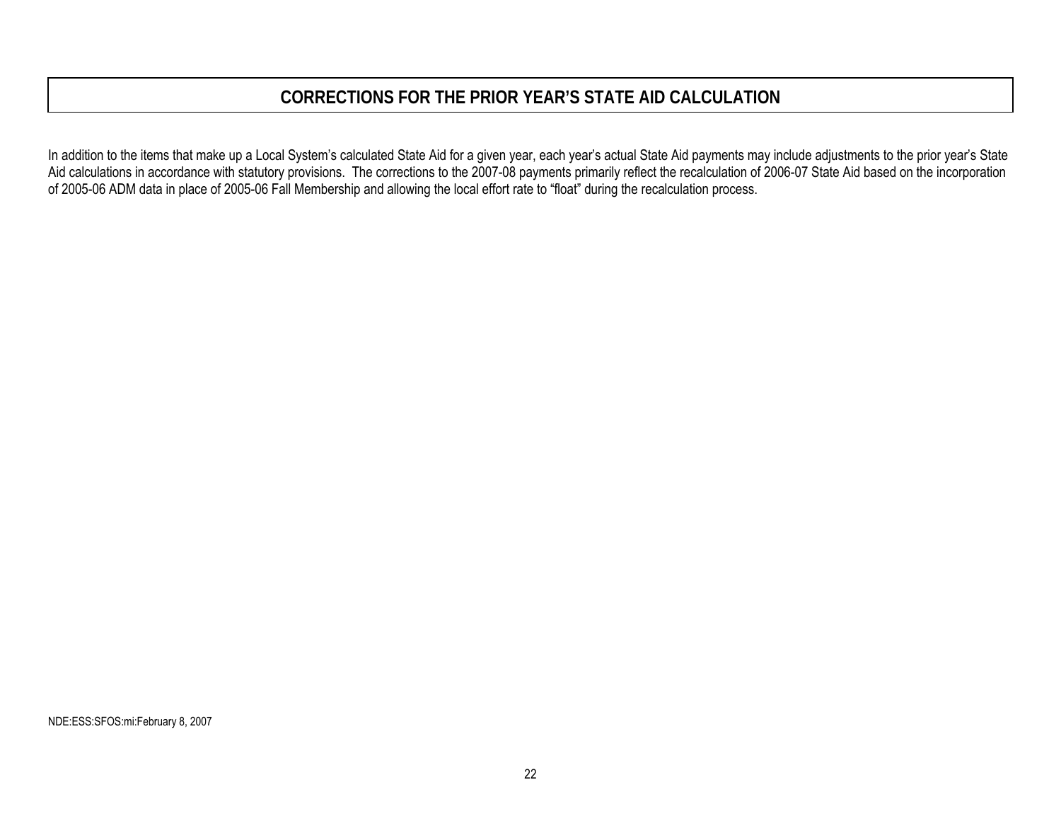# CORRECTIONS FOR THE PRIOR YEAR'S STATE AID CALCULATION

In addition to the items that make up a Local System's calculated State Aid for a given year, each year's actual State Aid payments may include adjustments to the prior year's State Aid calculations in accordance with statutory provisions. The corrections to the 2007-08 payments primarily reflect the recalculation of 2006-07 State Aid based on the incorporation of 2005-06 ADM data in place of 2005-06 Fall Membership and allowing the local effort rate to "float" during the recalculation process.

NDE:ESS:SFOS:mi:February 8, 2007